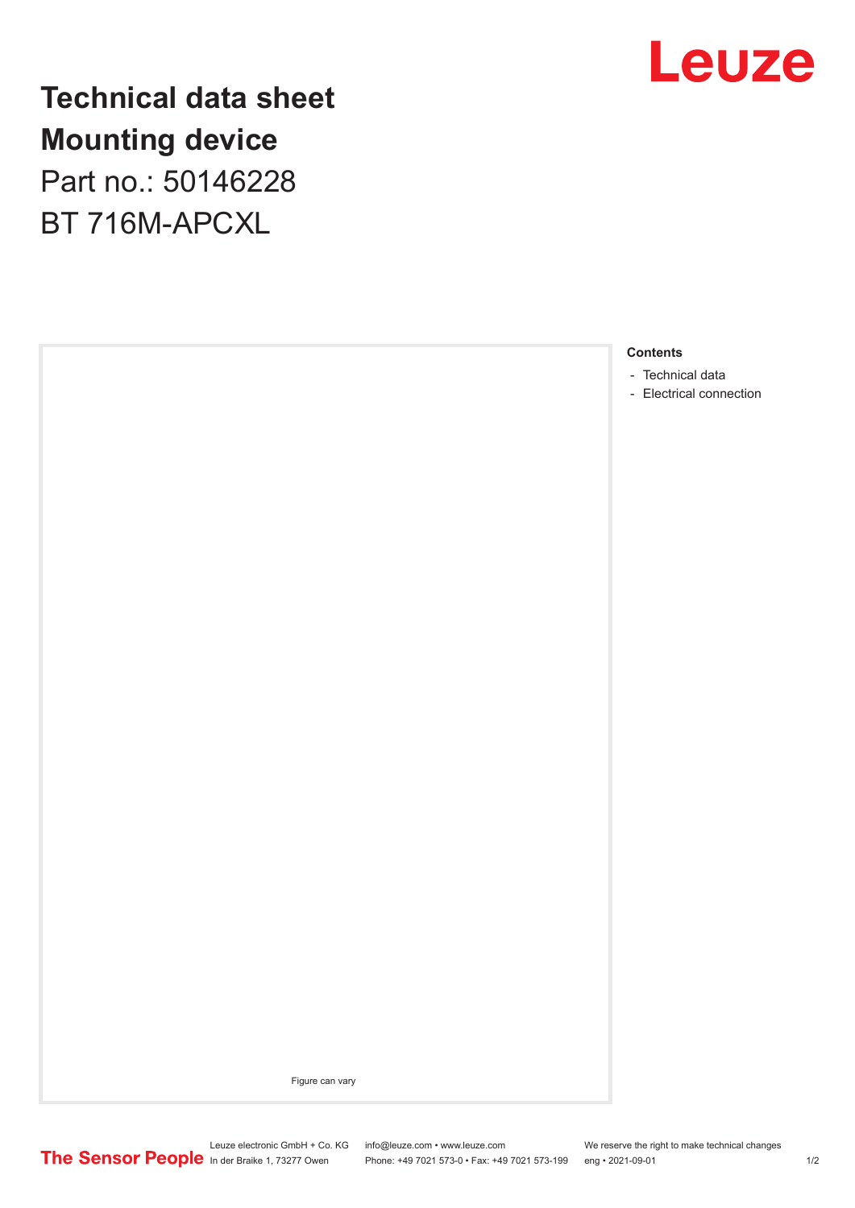# Technical data sheet

# Mounting device

Part no.: 50146228

BT 716M-APCXL

Figure can vary

**Contents**

- Technical data
- Electrical connection

Leuze electronic GmbH + Co. KG
In der Braike 1, 73277 Owen

info@leuze.com • www.leuze.com
Phone: +49 7021 573-0 • Fax: +49 7021 573-199

We reserve the right to make technical changes
eng • 2021-09-01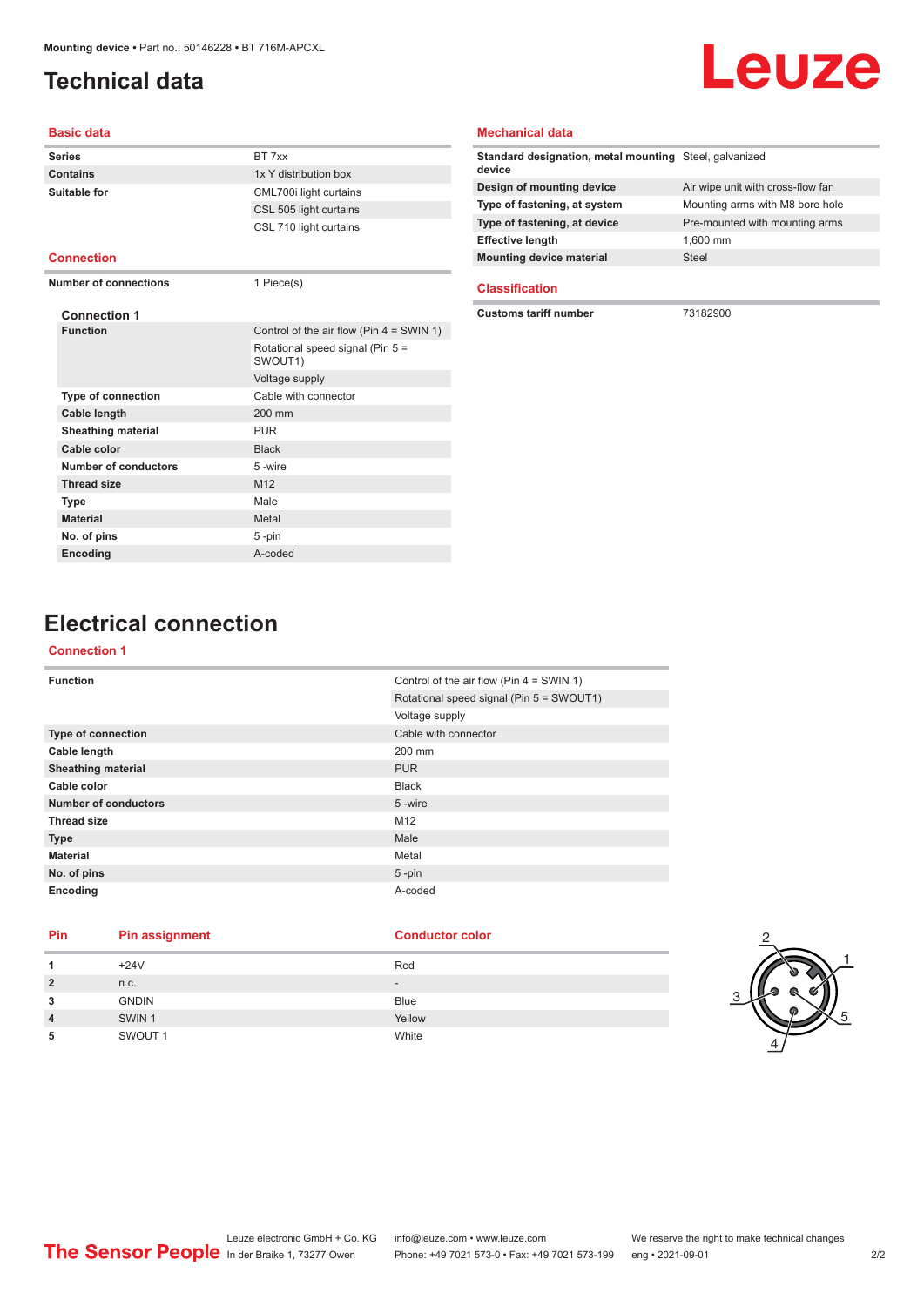Mounting device • Part no.: 50146228 • BT 716M-APCXL

# Technical data

## Basic data

| | |
|---|---|
| Series | BT 7xx |
| Contains | 1x Y distribution box |
| Suitable for | CML700i light curtains |
| | CSL 505 light curtains |
| | CSL 710 light curtains |

## Connection

| | |
|---|---|
| Number of connections | 1 Piece(s) |

### Connection 1

| | |
|---|---|
| Function | Control of the air flow (Pin 4 = SWIN 1) |
| | Rotational speed signal (Pin 5 = SWOUT1) |
| | Voltage supply |
| Type of connection | Cable with connector |
| Cable length | 200 mm |
| Sheathing material | PUR |
| Cable color | Black |
| Number of conductors | 5 -wire |
| Thread size | M12 |
| Type | Male |
| Material | Metal |
| No. of pins | 5 -pin |
| Encoding | A-coded |

## Mechanical data

| | |
|---|---|
| Standard designation, metal mounting device | Steel, galvanized |
| Design of mounting device | Air wipe unit with cross-flow fan |
| Type of fastening, at system | Mounting arms with M8 bore hole |
| Type of fastening, at device | Pre-mounted with mounting arms |
| Effective length | 1,600 mm |
| Mounting device material | Steel |

## Classification

| | |
|---|---|
| Customs tariff number | 73182900 |

# Electrical connection

## Connection 1

| | |
|---|---|
| Function | Control of the air flow (Pin 4 = SWIN 1) |
| | Rotational speed signal (Pin 5 = SWOUT1) |
| | Voltage supply |
| Type of connection | Cable with connector |
| Cable length | 200 mm |
| Sheathing material | PUR |
| Cable color | Black |
| Number of conductors | 5 -wire |
| Thread size | M12 |
| Type | Male |
| Material | Metal |
| No. of pins | 5 -pin |
| Encoding | A-coded |

| Pin | Pin assignment | Conductor color |
|---|---|---|
| 1 | +24V | Red |
| 2 | n.c. | - |
| 3 | GNDIN | Blue |
| 4 | SWIN 1 | Yellow |
| 5 | SWOUT 1 | White |

2
1
3
5
4

Leuze electronic GmbH + Co. KG
In der Braike 1, 73277 Owen

info@leuze.com • www.leuze.com
Phone: +49 7021 573-0 • Fax: +49 7021 573-199

We reserve the right to make technical changes
eng • 2021-09-01